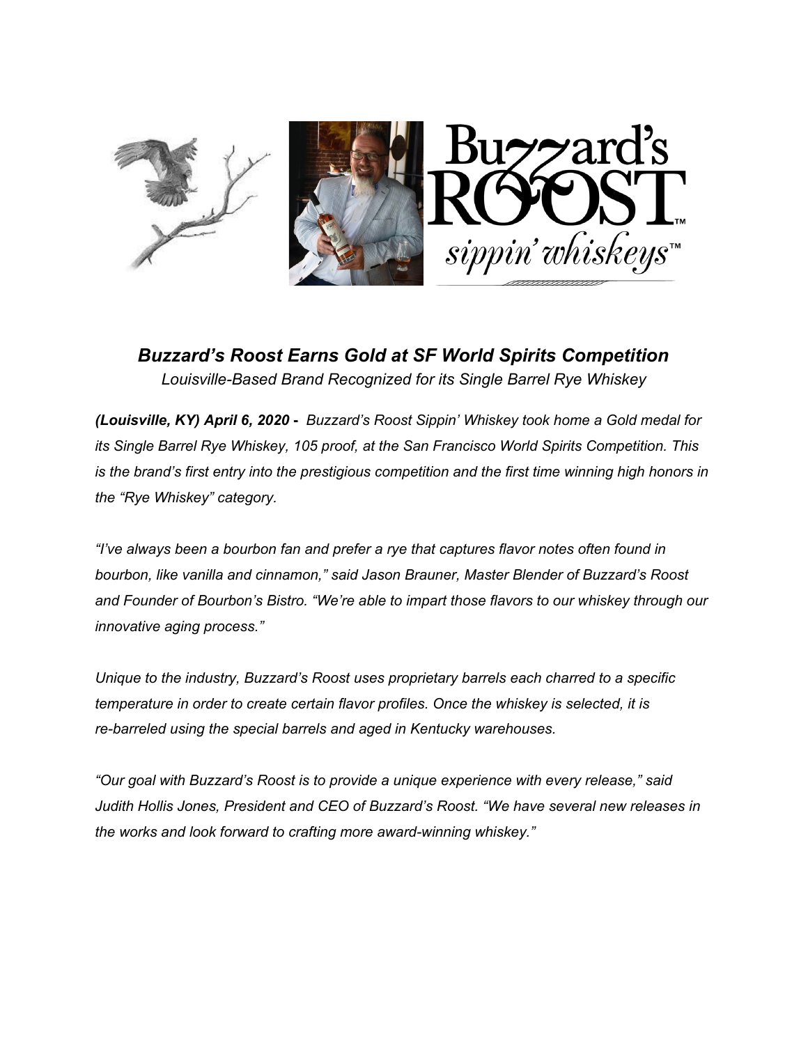# *Buzzard's Roost Earns Gold at SF World Spirits Competition*

*Louisville-Based Brand Recognized for its Single Barrel Rye Whiskey*

***(Louisville, KY) April 6, 2020 -*** *Buzzard's Roost Sippin' Whiskey took home a Gold medal for its Single Barrel Rye Whiskey, 105 proof, at the San Francisco World Spirits Competition. This is the brand's first entry into the prestigious competition and the first time winning high honors in the "Rye Whiskey" category.*

*"I've always been a bourbon fan and prefer a rye that captures flavor notes often found in bourbon, like vanilla and cinnamon," said Jason Brauner, Master Blender of Buzzard's Roost and Founder of Bourbon's Bistro. "We're able to impart those flavors to our whiskey through our innovative aging process."*

*Unique to the industry, Buzzard's Roost uses proprietary barrels each charred to a specific temperature in order to create certain flavor profiles. Once the whiskey is selected, it is re-barreled using the special barrels and aged in Kentucky warehouses.*

*"Our goal with Buzzard's Roost is to provide a unique experience with every release," said Judith Hollis Jones, President and CEO of Buzzard's Roost. "We have several new releases in the works and look forward to crafting more award-winning whiskey."*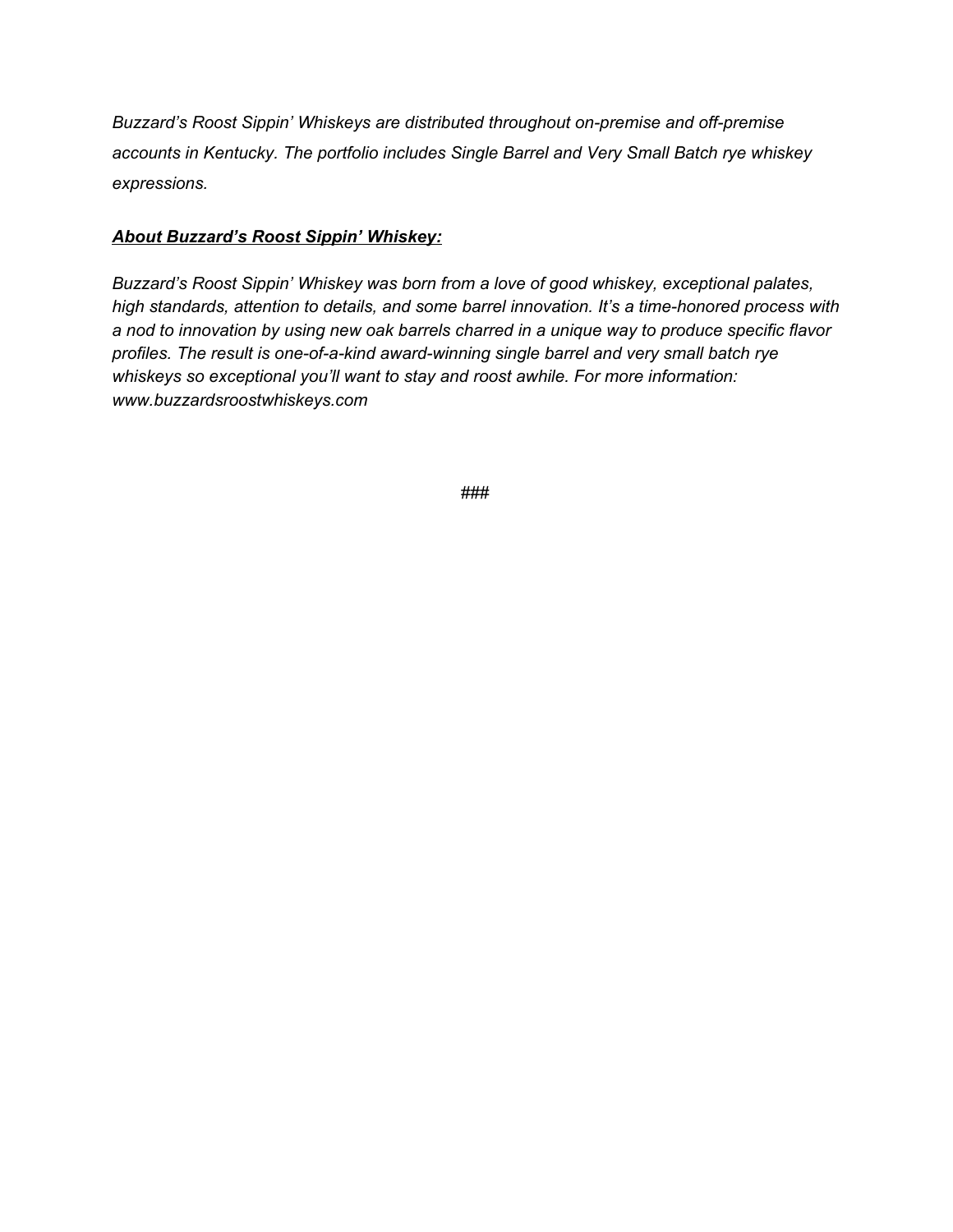*Buzzard's Roost Sippin' Whiskeys are distributed throughout on-premise and off-premise accounts in Kentucky. The portfolio includes Single Barrel and Very Small Batch rye whiskey expressions.*

***<u>About Buzzard's Roost Sippin' Whiskey:</u>***

*Buzzard's Roost Sippin' Whiskey was born from a love of good whiskey, exceptional palates, high standards, attention to details, and some barrel innovation. It's a time-honored process with a nod to innovation by using new oak barrels charred in a unique way to produce specific flavor profiles. The result is one-of-a-kind award-winning single barrel and very small batch rye whiskeys so exceptional you'll want to stay and roost awhile. For more information: www.buzzardsroostwhiskeys.com*

<p align="center">###</p>